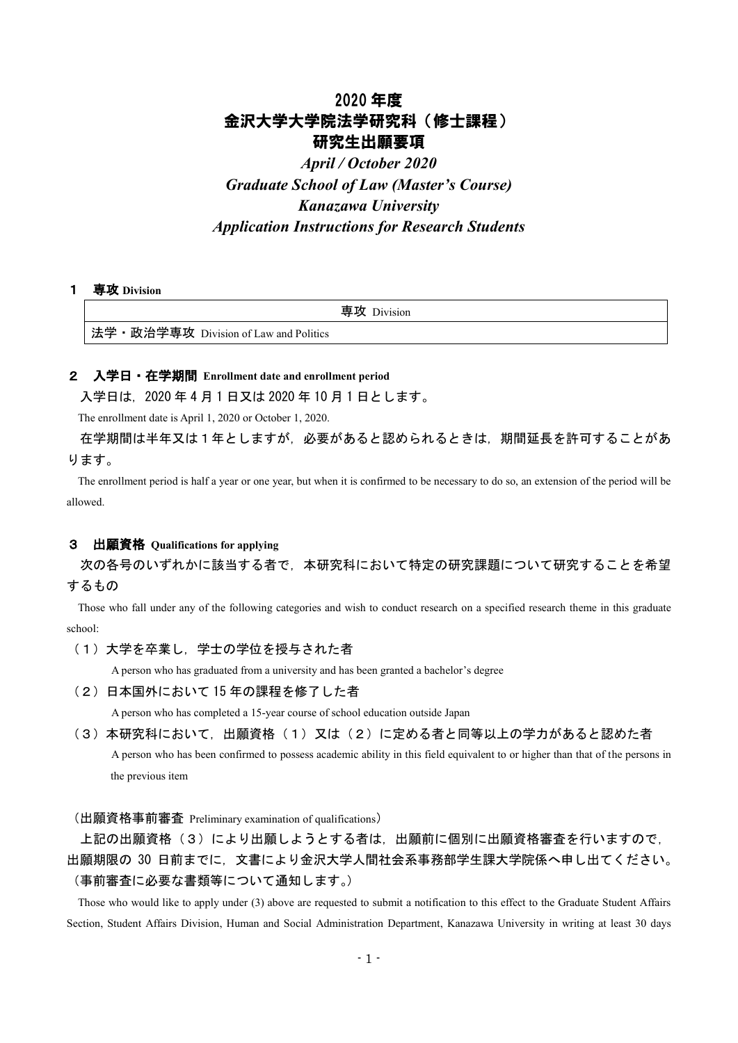# 2020 年度
# 金沢大学大学院法学研究科（修士課程）
# 研究生出願要項

***April / October 2020***
***Graduate School of Law (Master's Course)***
***Kanazawa University***
***Application Instructions for Research Students***

## １　専攻 Division

| 専攻 Division |
|---|
| 法学・政治学専攻 Division of Law and Politics |

## ２　入学日・在学期間 Enrollment date and enrollment period

入学日は，2020 年 4 月 1 日又は 2020 年 10 月 1 日とします。

The enrollment date is April 1, 2020 or October 1, 2020.

在学期間は半年又は１年としますが，必要があると認められるときは，期間延長を許可することがあります。

The enrollment period is half a year or one year, but when it is confirmed to be necessary to do so, an extension of the period will be allowed.

## ３　出願資格 Qualifications for applying

次の各号のいずれかに該当する者で，本研究科において特定の研究課題について研究することを希望するもの

Those who fall under any of the following categories and wish to conduct research on a specified research theme in this graduate school:

（１）大学を卒業し，学士の学位を授与された者

A person who has graduated from a university and has been granted a bachelor's degree

（２）日本国外において 15 年の課程を修了した者

A person who has completed a 15-year course of school education outside Japan

（３）本研究科において，出願資格（１）又は（２）に定める者と同等以上の学力があると認めた者

A person who has been confirmed to possess academic ability in this field equivalent to or higher than that of the persons in the previous item

（出願資格事前審査 Preliminary examination of qualifications）

上記の出願資格（３）により出願しようとする者は，出願前に個別に出願資格審査を行いますので，出願期限の 30 日前までに，文書により金沢大学人間社会系事務部学生課大学院係へ申し出てください。（事前審査に必要な書類等について通知します。）

Those who would like to apply under (3) above are requested to submit a notification to this effect to the Graduate Student Affairs Section, Student Affairs Division, Human and Social Administration Department, Kanazawa University in writing at least 30 days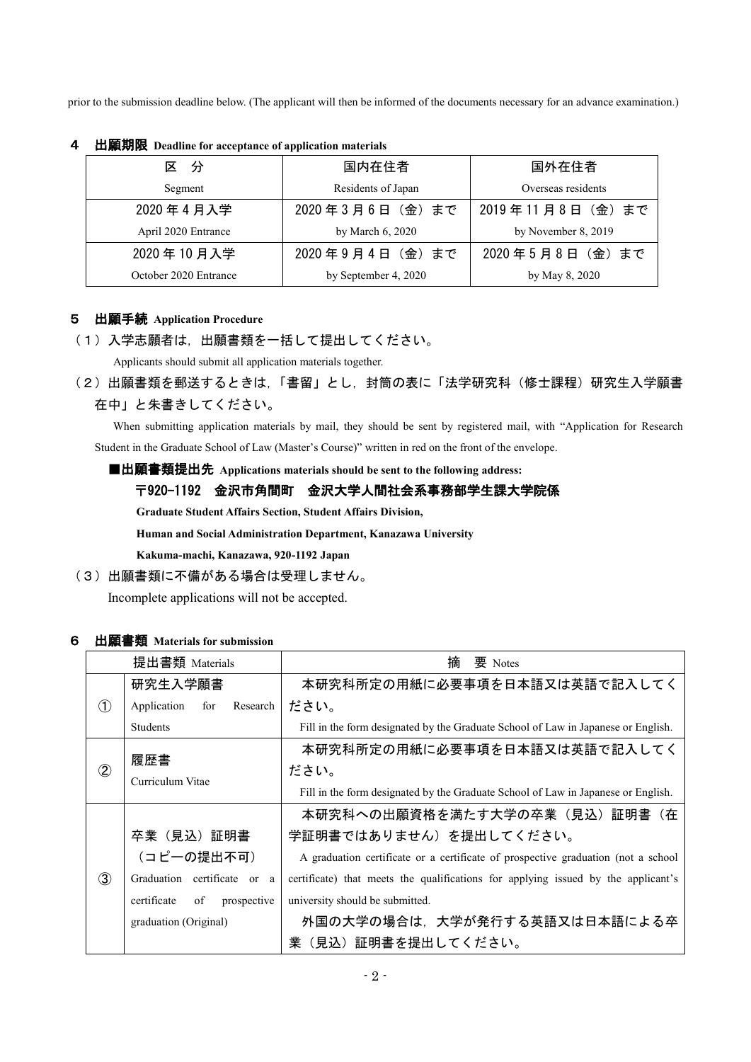prior to the submission deadline below. (The applicant will then be informed of the documents necessary for an advance examination.)

## ４　出願期限 Deadline for acceptance of application materials

| 区　分<br>Segment | 国内在住者<br>Residents of Japan | 国外在住者<br>Overseas residents |
|---|---|---|
| 2020 年 4 月入学<br>April 2020 Entrance | 2020 年 3 月 6 日（金）まで<br>by March 6, 2020 | 2019 年 11 月 8 日（金）まで<br>by November 8, 2019 |
| 2020 年 10 月入学<br>October 2020 Entrance | 2020 年 9 月 4 日（金）まで<br>by September 4, 2020 | 2020 年 5 月 8 日（金）まで<br>by May 8, 2020 |

## ５　出願手続 Application Procedure

（１）入学志願者は，出願書類を一括して提出してください。

Applicants should submit all application materials together.

（２）出願書類を郵送するときは，「書留」とし，封筒の表に「法学研究科（修士課程）研究生入学願書在中」と朱書きしてください。

When submitting application materials by mail, they should be sent by registered mail, with “Application for Research Student in the Graduate School of Law (Master’s Course)” written in red on the front of the envelope.

**■出願書類提出先 Applications materials should be sent to the following address:**

**〒920-1192　金沢市角間町　金沢大学人間社会系事務部学生課大学院係**

**Graduate Student Affairs Section, Student Affairs Division,**

**Human and Social Administration Department, Kanazawa University**

**Kakuma-machi, Kanazawa, 920-1192 Japan**

（３）出願書類に不備がある場合は受理しません。

Incomplete applications will not be accepted.

## ６　出願書類 Materials for submission

| | 提出書類 Materials | 摘　要 Notes |
|---|---|---|
| ① | 研究生入学願書<br>Application for Research Students | 本研究科所定の用紙に必要事項を日本語又は英語で記入してください。<br>Fill in the form designated by the Graduate School of Law in Japanese or English. |
| ② | 履歴書<br>Curriculum Vitae | 本研究科所定の用紙に必要事項を日本語又は英語で記入してください。<br>Fill in the form designated by the Graduate School of Law in Japanese or English. |
| ③ | 卒業（見込）証明書<br>（コピーの提出不可）<br>Graduation certificate or a certificate of prospective graduation (Original) | 本研究科への出願資格を満たす大学の卒業（見込）証明書（在学証明書ではありません）を提出してください。<br>A graduation certificate or a certificate of prospective graduation (not a school certificate) that meets the qualifications for applying issued by the applicant's university should be submitted.<br>外国の大学の場合は，大学が発行する英語又は日本語による卒業（見込）証明書を提出してください。 |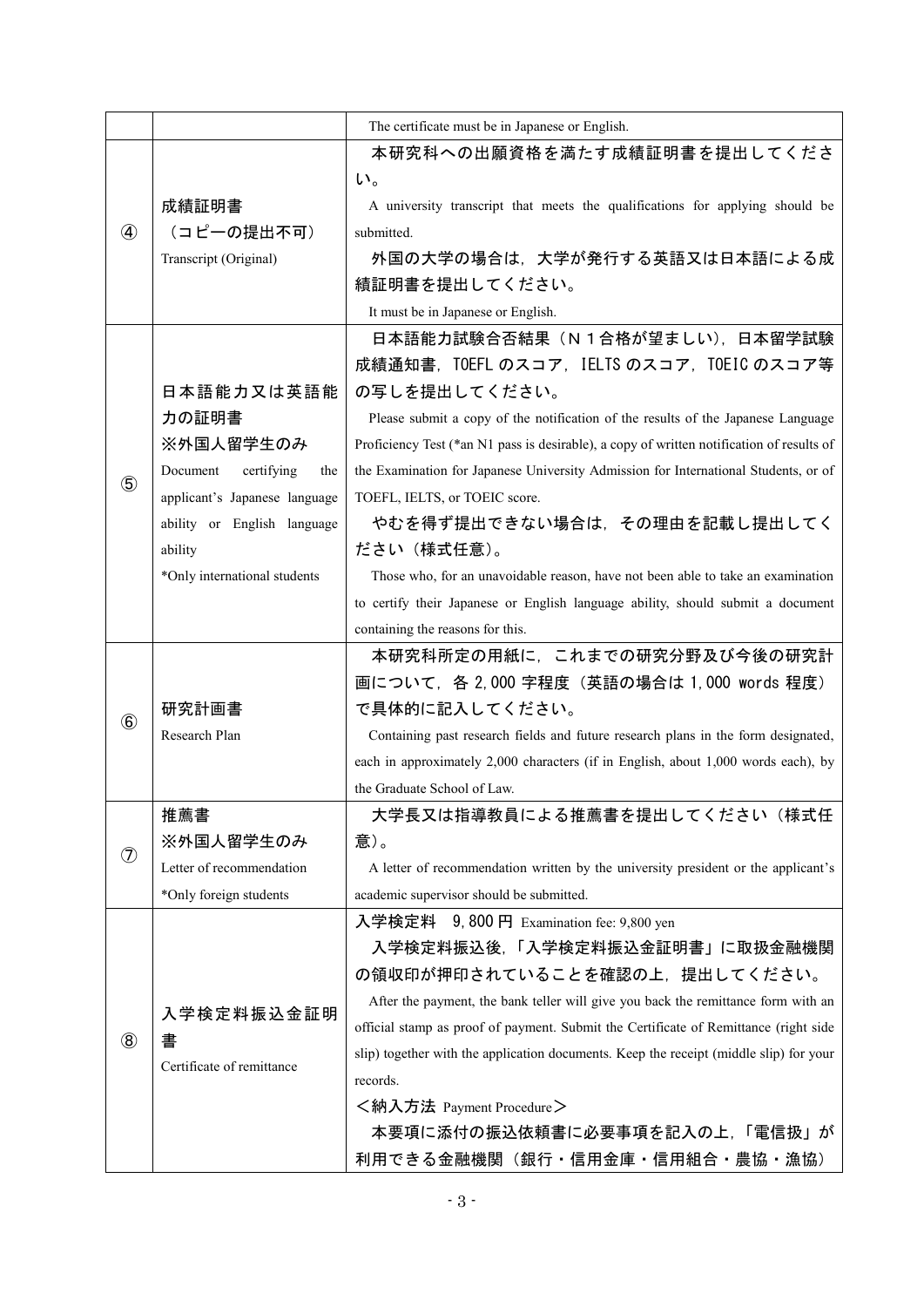|  |  |  |
|---|---|---|
|  |  | The certificate must be in Japanese or English. |
| ④ | 成績証明書<br>（コピーの提出不可）<br>Transcript (Original) | 本研究科への出願資格を満たす成績証明書を提出してください。<br>A university transcript that meets the qualifications for applying should be submitted.<br>外国の大学の場合は，大学が発行する英語又は日本語による成績証明書を提出してください。<br>It must be in Japanese or English. |
| ⑤ | 日本語能力又は英語能力の証明書<br>※外国人留学生のみ<br>Document certifying the applicant's Japanese language ability or English language ability<br>*Only international students | 日本語能力試験合否結果（Ｎ１合格が望ましい），日本留学試験成績通知書，TOEFL のスコア，IELTS のスコア，TOEIC のスコア等の写しを提出してください。<br>Please submit a copy of the notification of the results of the Japanese Language Proficiency Test (*an N1 pass is desirable), a copy of written notification of results of the Examination for Japanese University Admission for International Students, or of TOEFL, IELTS, or TOEIC score.<br>やむを得ず提出できない場合は，その理由を記載し提出してください（様式任意）。<br>Those who, for an unavoidable reason, have not been able to take an examination to certify their Japanese or English language ability, should submit a document containing the reasons for this. |
| ⑥ | 研究計画書<br>Research Plan | 本研究科所定の用紙に，これまでの研究分野及び今後の研究計画について，各 2,000 字程度（英語の場合は 1,000 words 程度）で具体的に記入してください。<br>Containing past research fields and future research plans in the form designated, each in approximately 2,000 characters (if in English, about 1,000 words each), by the Graduate School of Law. |
| ⑦ | 推薦書<br>※外国人留学生のみ<br>Letter of recommendation<br>*Only foreign students | 大学長又は指導教員による推薦書を提出してください（様式任意）。<br>A letter of recommendation written by the university president or the applicant's academic supervisor should be submitted. |
| ⑧ | 入学検定料振込金証明書<br>Certificate of remittance | 入学検定料　9,800 円 Examination fee: 9,800 yen<br>入学検定料振込後，「入学検定料振込金証明書」に取扱金融機関の領収印が押印されていることを確認の上，提出してください。<br>After the payment, the bank teller will give you back the remittance form with an official stamp as proof of payment. Submit the Certificate of Remittance (right side slip) together with the application documents. Keep the receipt (middle slip) for your records.<br>＜納入方法 Payment Procedure＞<br>本要項に添付の振込依頼書に必要事項を記入の上，「電信扱」が利用できる金融機関（銀行・信用金庫・信用組合・農協・漁協） |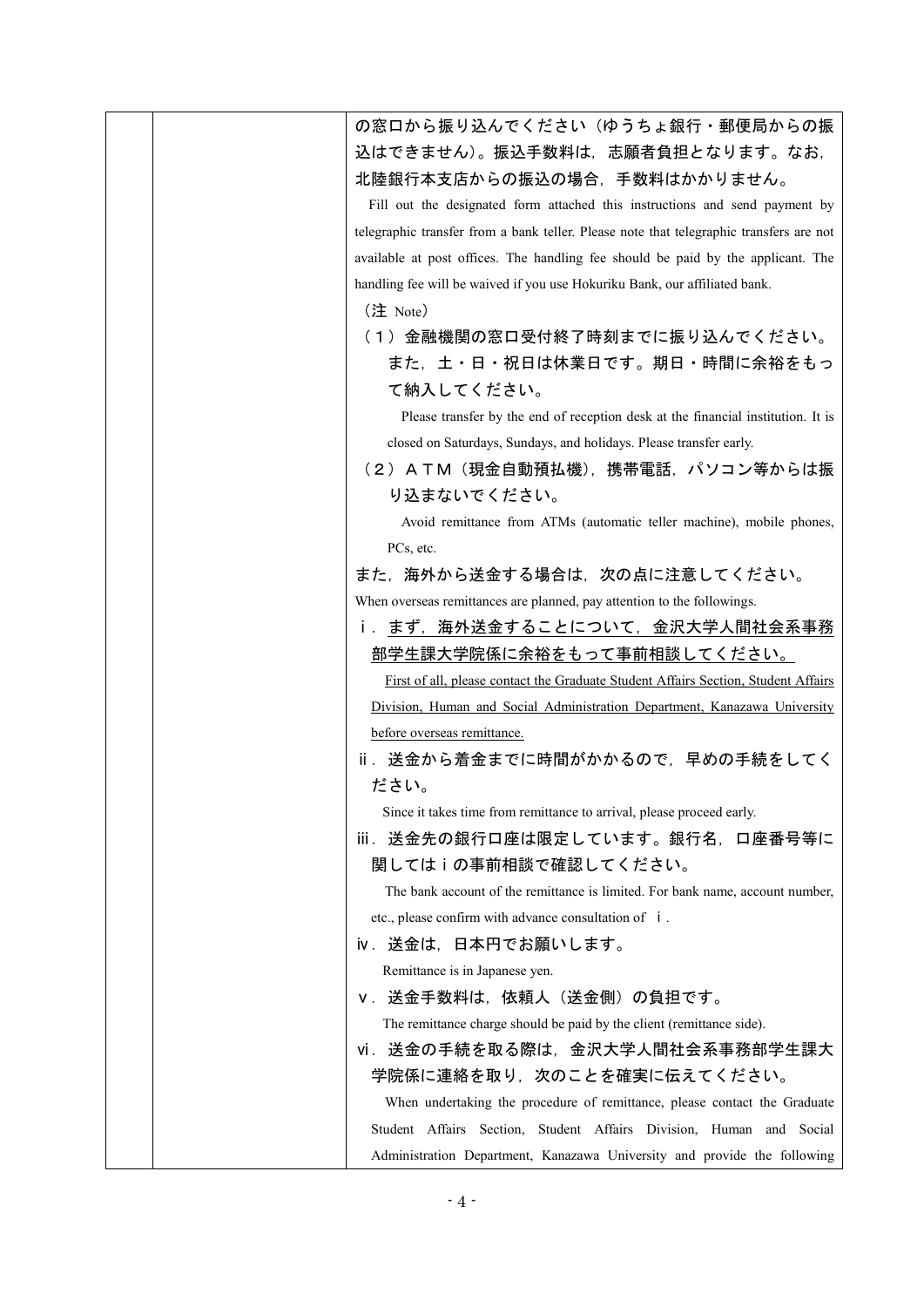| | | |
|---|---|---|
| | | の窓口から振り込んでください（ゆうちょ銀行・郵便局からの振込はできません）。振込手数料は，志願者負担となります。なお，北陸銀行本支店からの振込の場合，手数料はかかりません。<br>Fill out the designated form attached this instructions and send payment by telegraphic transfer from a bank teller. Please note that telegraphic transfers are not available at post offices. The handling fee should be paid by the applicant. The handling fee will be waived if you use Hokuriku Bank, our affiliated bank.<br>（注 Note）<br>（１）金融機関の窓口受付終了時刻までに振り込んでください。また，土・日・祝日は休業日です。期日・時間に余裕をもって納入してください。<br>Please transfer by the end of reception desk at the financial institution. It is closed on Saturdays, Sundays, and holidays. Please transfer early.<br>（２）ＡＴＭ（現金自動預払機），携帯電話，パソコン等からは振り込まないでください。<br>Avoid remittance from ATMs (automatic teller machine), mobile phones, PCs, etc.<br>また，海外から送金する場合は，次の点に注意してください。<br>When overseas remittances are planned, pay attention to the followings.<br>ⅰ．<u>まず，海外送金することについて，金沢大学人間社会系事務部学生課大学院係に余裕をもって事前相談してください。</u><br><u>First of all, please contact the Graduate Student Affairs Section, Student Affairs Division, Human and Social Administration Department, Kanazawa University before overseas remittance.</u><br>ⅱ．送金から着金までに時間がかかるので，早めの手続をしてください。<br>Since it takes time from remittance to arrival, please proceed early.<br>ⅲ．送金先の銀行口座は限定しています。銀行名，口座番号等に関してはⅰの事前相談で確認してください。<br>The bank account of the remittance is limited. For bank name, account number, etc., please confirm with advance consultation of ⅰ.<br>ⅳ．送金は，日本円でお願いします。<br>Remittance is in Japanese yen.<br>ⅴ．送金手数料は，依頼人（送金側）の負担です。<br>The remittance charge should be paid by the client (remittance side).<br>ⅵ．送金の手続を取る際は，金沢大学人間社会系事務部学生課大学院係に連絡を取り，次のことを確実に伝えてください。<br>When undertaking the procedure of remittance, please contact the Graduate Student Affairs Section, Student Affairs Division, Human and Social Administration Department, Kanazawa University and provide the following |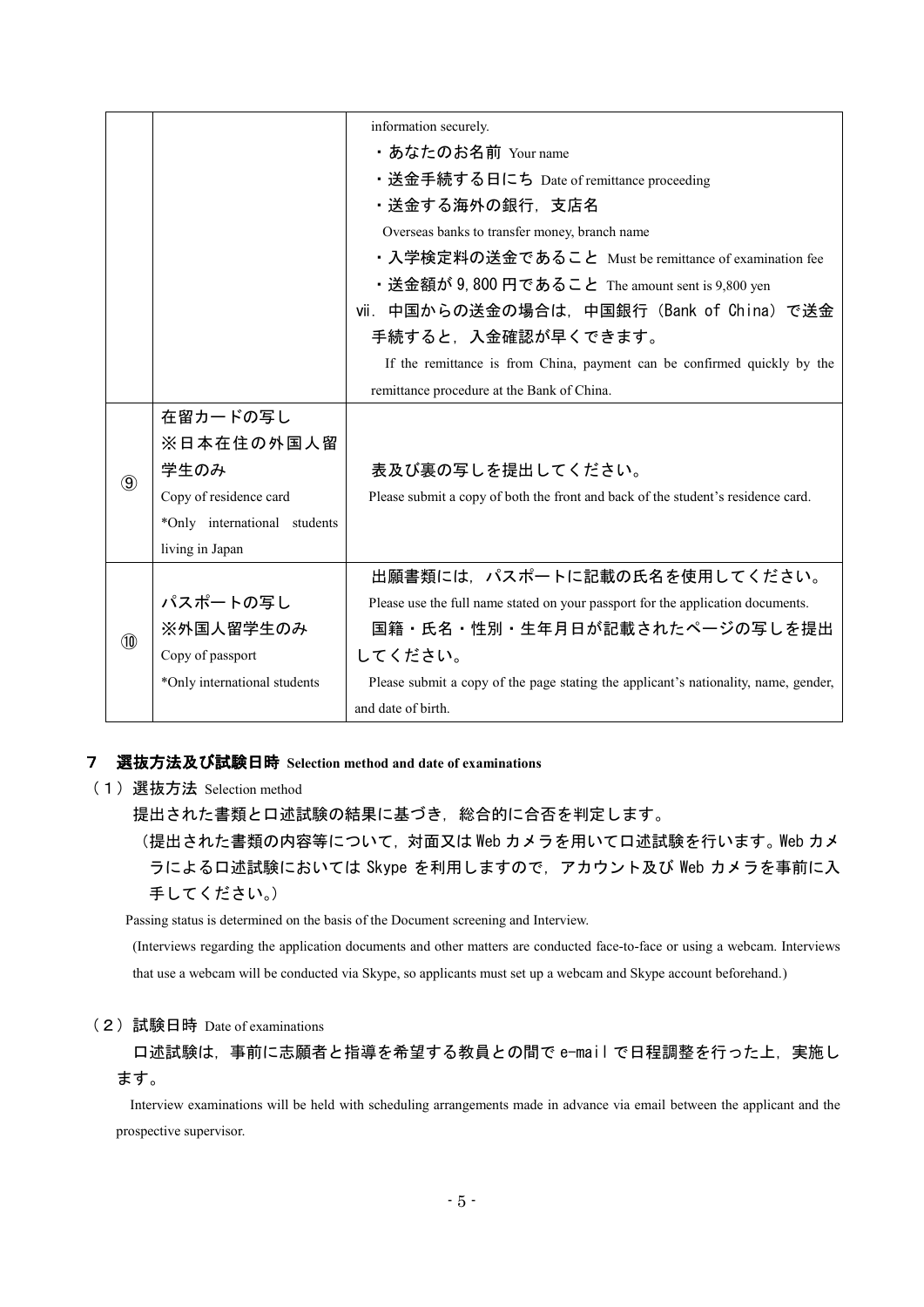| | | |
|---|---|---|
| | | information securely.<br>・あなたのお名前 Your name<br>・送金手続する日にち Date of remittance proceeding<br>・送金する海外の銀行，支店名<br>Overseas banks to transfer money, branch name<br>・入学検定料の送金であること Must be remittance of examination fee<br>・送金額が 9,800 円であること The amount sent is 9,800 yen<br>vii．中国からの送金の場合は，中国銀行（Bank of China）で送金手続すると，入金確認が早くできます。<br>If the remittance is from China, payment can be confirmed quickly by the remittance procedure at the Bank of China. |
| ⑨ | 在留カードの写し<br>※日本在住の外国人留学生のみ<br>Copy of residence card<br>*Only international students living in Japan | 表及び裏の写しを提出してください。<br>Please submit a copy of both the front and back of the student's residence card. |
| ⑩ | パスポートの写し<br>※外国人留学生のみ<br>Copy of passport<br>*Only international students | 出願書類には，パスポートに記載の氏名を使用してください。<br>Please use the full name stated on your passport for the application documents.<br>国籍・氏名・性別・生年月日が記載されたページの写しを提出してください。<br>Please submit a copy of the page stating the applicant's nationality, name, gender, and date of birth. |

## 7　選抜方法及び試験日時 Selection method and date of examinations

（１）選抜方法 Selection method

提出された書類と口述試験の結果に基づき，総合的に合否を判定します。

（提出された書類の内容等について，対面又は Web カメラを用いて口述試験を行います。Web カメラによる口述試験においては Skype を利用しますので，アカウント及び Web カメラを事前に入手してください。）

Passing status is determined on the basis of the Document screening and Interview.

(Interviews regarding the application documents and other matters are conducted face-to-face or using a webcam. Interviews that use a webcam will be conducted via Skype, so applicants must set up a webcam and Skype account beforehand.)

（２）試験日時 Date of examinations

口述試験は，事前に志願者と指導を希望する教員との間で e-mail で日程調整を行った上，実施します。

Interview examinations will be held with scheduling arrangements made in advance via email between the applicant and the prospective supervisor.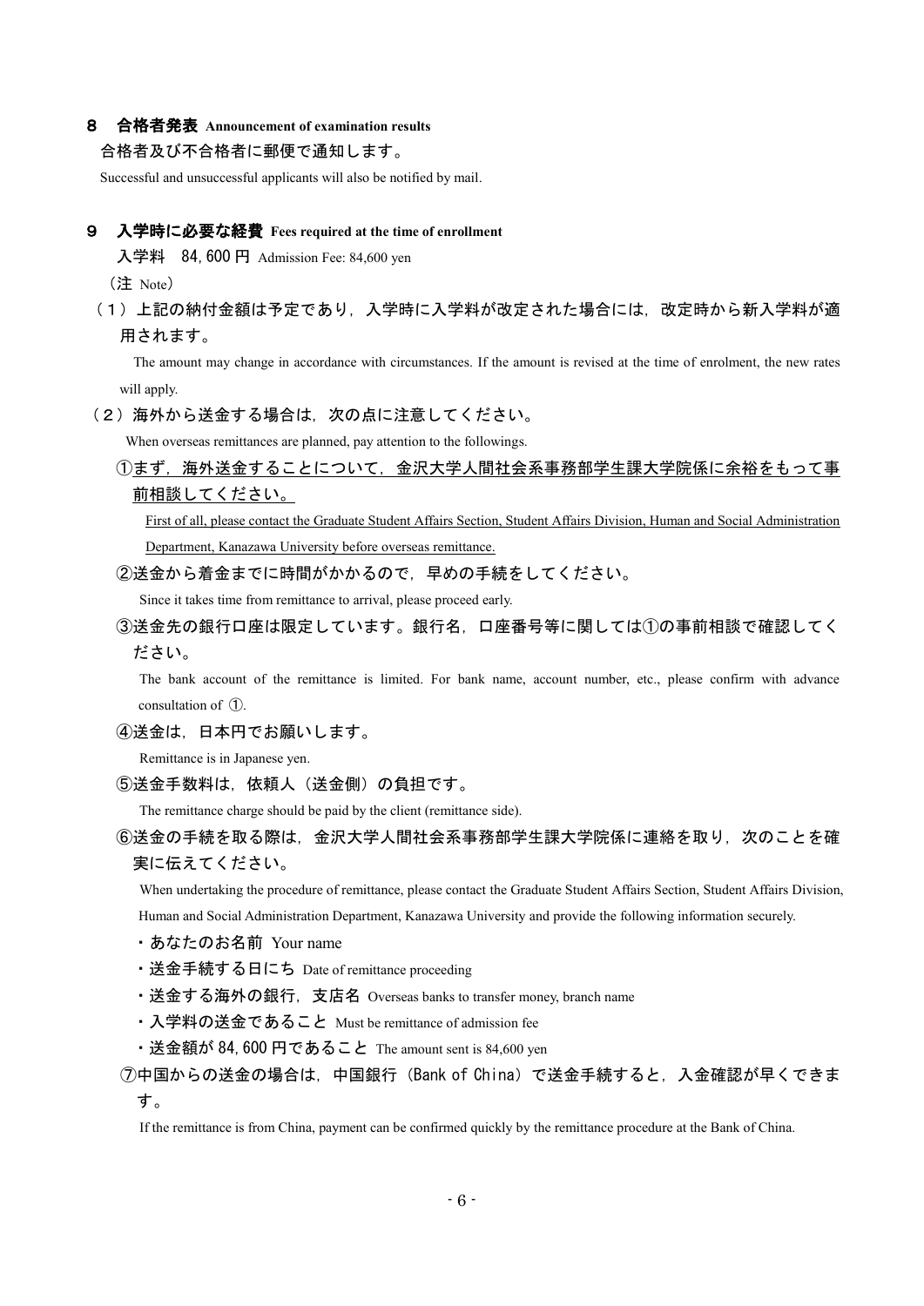## 8　合格者発表 **Announcement of examination results**

合格者及び不合格者に郵便で通知します。

Successful and unsuccessful applicants will also be notified by mail.

## 9　入学時に必要な経費 **Fees required at the time of enrollment**

入学料　84,600円 Admission Fee: 84,600 yen

（注 Note）

（1）上記の納付金額は予定であり，入学時に入学料が改定された場合には，改定時から新入学料が適用されます。

The amount may change in accordance with circumstances. If the amount is revised at the time of enrolment, the new rates will apply.

（2）海外から送金する場合は，次の点に注意してください。

When overseas remittances are planned, pay attention to the followings.

①<u>まず，海外送金することについて，金沢大学人間社会系事務部学生課大学院係に余裕をもって事前相談してください。</u>

<u>First of all, please contact the Graduate Student Affairs Section, Student Affairs Division, Human and Social Administration Department, Kanazawa University before overseas remittance.</u>

②送金から着金までに時間がかかるので，早めの手続をしてください。

Since it takes time from remittance to arrival, please proceed early.

③送金先の銀行口座は限定しています。銀行名，口座番号等に関しては①の事前相談で確認してください。

The bank account of the remittance is limited. For bank name, account number, etc., please confirm with advance consultation of ①.

④送金は，日本円でお願いします。

Remittance is in Japanese yen.

⑤送金手数料は，依頼人（送金側）の負担です。

The remittance charge should be paid by the client (remittance side).

⑥送金の手続を取る際は，金沢大学人間社会系事務部学生課大学院係に連絡を取り，次のことを確実に伝えてください。

When undertaking the procedure of remittance, please contact the Graduate Student Affairs Section, Student Affairs Division, Human and Social Administration Department, Kanazawa University and provide the following information securely.

・あなたのお名前 Your name

・送金手続する日にち Date of remittance proceeding

・送金する海外の銀行，支店名 Overseas banks to transfer money, branch name

・入学料の送金であること Must be remittance of admission fee

・送金額が84,600円であること The amount sent is 84,600 yen

⑦中国からの送金の場合は，中国銀行（Bank of China）で送金手続すると，入金確認が早くできます。

If the remittance is from China, payment can be confirmed quickly by the remittance procedure at the Bank of China.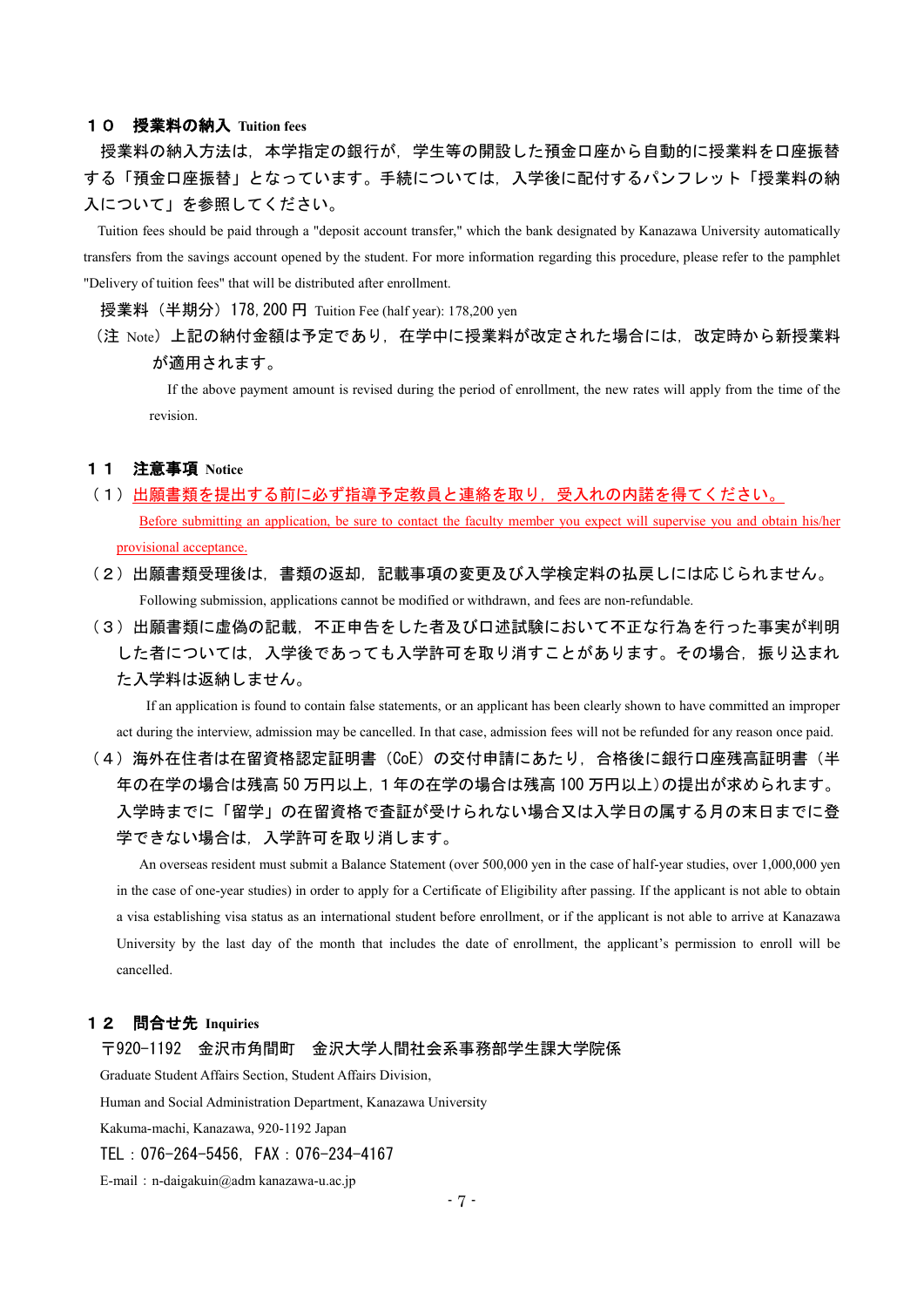## １０　授業料の納入 Tuition fees

授業料の納入方法は，本学指定の銀行が，学生等の開設した預金口座から自動的に授業料を口座振替する「預金口座振替」となっています。手続については，入学後に配付するパンフレット「授業料の納入について」を参照してください。

Tuition fees should be paid through a "deposit account transfer," which the bank designated by Kanazawa University automatically transfers from the savings account opened by the student. For more information regarding this procedure, please refer to the pamphlet "Delivery of tuition fees" that will be distributed after enrollment.

授業料（半期分）178,200 円 Tuition Fee (half year): 178,200 yen

（注 Note）上記の納付金額は予定であり，在学中に授業料が改定された場合には，改定時から新授業料が適用されます。

If the above payment amount is revised during the period of enrollment, the new rates will apply from the time of the revision.

## １１　注意事項 Notice

（１）出願書類を提出する前に必ず指導予定教員と連絡を取り，受入れの内諾を得てください。

Before submitting an application, be sure to contact the faculty member you expect will supervise you and obtain his/her provisional acceptance.

（２）出願書類受理後は，書類の返却，記載事項の変更及び入学検定料の払戻しには応じられません。

Following submission, applications cannot be modified or withdrawn, and fees are non-refundable.

（３）出願書類に虚偽の記載，不正申告をした者及び口述試験において不正な行為を行った事実が判明した者については，入学後であっても入学許可を取り消すことがあります。その場合，振り込まれた入学料は返納しません。

If an application is found to contain false statements, or an applicant has been clearly shown to have committed an improper act during the interview, admission may be cancelled. In that case, admission fees will not be refunded for any reason once paid.

（４）海外在住者は在留資格認定証明書（CoE）の交付申請にあたり，合格後に銀行口座残高証明書（半年の在学の場合は残高 50 万円以上，1 年の在学の場合は残高 100 万円以上）の提出が求められます。入学時までに「留学」の在留資格で査証が受けられない場合又は入学日の属する月の末日までに登学できない場合は，入学許可を取り消します。

An overseas resident must submit a Balance Statement (over 500,000 yen in the case of half-year studies, over 1,000,000 yen in the case of one-year studies) in order to apply for a Certificate of Eligibility after passing. If the applicant is not able to obtain a visa establishing visa status as an international student before enrollment, or if the applicant is not able to arrive at Kanazawa University by the last day of the month that includes the date of enrollment, the applicant's permission to enroll will be cancelled.

## １２　問合せ先 Inquiries

〒920-1192　金沢市角間町　金沢大学人間社会系事務部学生課大学院係

Graduate Student Affairs Section, Student Affairs Division,

Human and Social Administration Department, Kanazawa University

Kakuma-machi, Kanazawa, 920-1192 Japan

TEL：076-264-5456，FAX：076-234-4167

E-mail：n-daigakuin@adm kanazawa-u.ac.jp